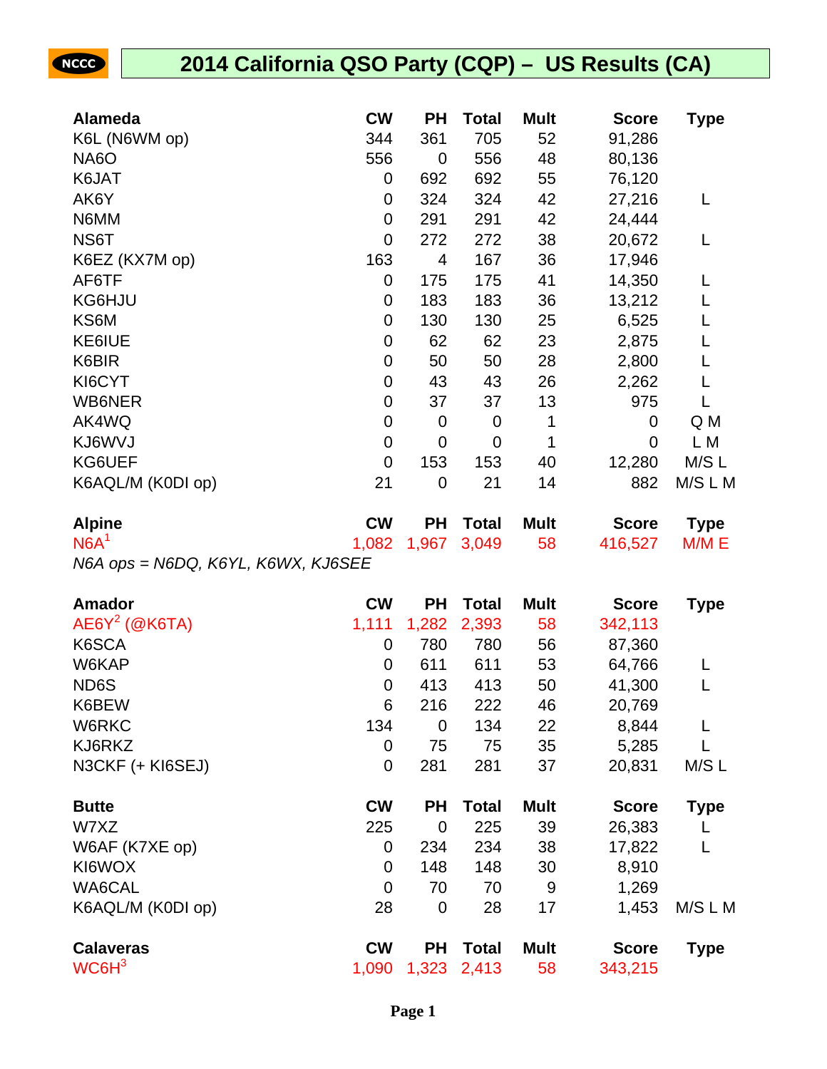# 2014 California QSO Party (CQP) – US Results (CA)

| Alameda | CW | PH | Total | Mult | Score | Type |
|---|---|---|---|---|---|---|
| K6L (N6WM op) | 344 | 361 | 705 | 52 | 91,286 | |
| NA6O | 556 | 0 | 556 | 48 | 80,136 | |
| K6JAT | 0 | 692 | 692 | 55 | 76,120 | |
| AK6Y | 0 | 324 | 324 | 42 | 27,216 | L |
| N6MM | 0 | 291 | 291 | 42 | 24,444 | |
| NS6T | 0 | 272 | 272 | 38 | 20,672 | L |
| K6EZ (KX7M op) | 163 | 4 | 167 | 36 | 17,946 | |
| AF6TF | 0 | 175 | 175 | 41 | 14,350 | L |
| KG6HJU | 0 | 183 | 183 | 36 | 13,212 | L |
| KS6M | 0 | 130 | 130 | 25 | 6,525 | L |
| KE6IUE | 0 | 62 | 62 | 23 | 2,875 | L |
| K6BIR | 0 | 50 | 50 | 28 | 2,800 | L |
| KI6CYT | 0 | 43 | 43 | 26 | 2,262 | L |
| WB6NER | 0 | 37 | 37 | 13 | 975 | L |
| AK4WQ | 0 | 0 | 0 | 1 | 0 | Q M |
| KJ6WVJ | 0 | 0 | 0 | 1 | 0 | L M |
| KG6UEF | 0 | 153 | 153 | 40 | 12,280 | M/S L |
| K6AQL/M (K0DI op) | 21 | 0 | 21 | 14 | 882 | M/S L M |

| Alpine | CW | PH | Total | Mult | Score | Type |
|---|---|---|---|---|---|---|
| N6A[1] | 1,082 | 1,967 | 3,049 | 58 | 416,527 | M/M E |

*N6A ops = N6DQ, K6YL, K6WX, KJ6SEE*

| Amador | CW | PH | Total | Mult | Score | Type |
|---|---|---|---|---|---|---|
| AE6Y[2] (@K6TA) | 1,111 | 1,282 | 2,393 | 58 | 342,113 | |
| K6SCA | 0 | 780 | 780 | 56 | 87,360 | |
| W6KAP | 0 | 611 | 611 | 53 | 64,766 | L |
| ND6S | 0 | 413 | 413 | 50 | 41,300 | L |
| K6BEW | 6 | 216 | 222 | 46 | 20,769 | |
| W6RKC | 134 | 0 | 134 | 22 | 8,844 | L |
| KJ6RKZ | 0 | 75 | 75 | 35 | 5,285 | L |
| N3CKF (+ KI6SEJ) | 0 | 281 | 281 | 37 | 20,831 | M/S L |

| Butte | CW | PH | Total | Mult | Score | Type |
|---|---|---|---|---|---|---|
| W7XZ | 225 | 0 | 225 | 39 | 26,383 | L |
| W6AF (K7XE op) | 0 | 234 | 234 | 38 | 17,822 | L |
| KI6WOX | 0 | 148 | 148 | 30 | 8,910 | |
| WA6CAL | 0 | 70 | 70 | 9 | 1,269 | |
| K6AQL/M (K0DI op) | 28 | 0 | 28 | 17 | 1,453 | M/S L M |

| Calaveras | CW | PH | Total | Mult | Score | Type |
|---|---|---|---|---|---|---|
| WC6H[3] | 1,090 | 1,323 | 2,413 | 58 | 343,215 | |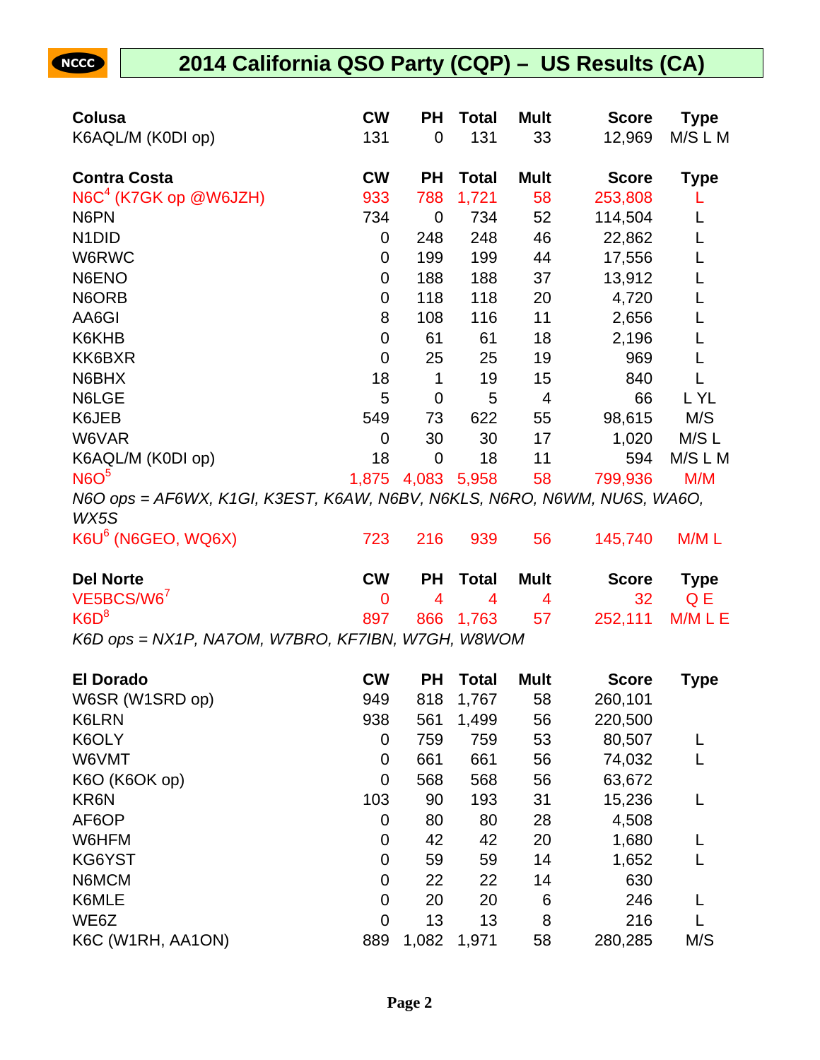# 2014 California QSO Party (CQP) – US Results (CA)

| Colusa | CW | PH | Total | Mult | Score | Type |
|---|---|---|---|---|---|---|
| K6AQL/M (K0DI op) | 131 | 0 | 131 | 33 | 12,969 | M/S L M |

| Contra Costa | CW | PH | Total | Mult | Score | Type |
|---|---|---|---|---|---|---|
| N6C[4] (K7GK op @W6JZH) | 933 | 788 | 1,721 | 58 | 253,808 | L |
| N6PN | 734 | 0 | 734 | 52 | 114,504 | L |
| N1DID | 0 | 248 | 248 | 46 | 22,862 | L |
| W6RWC | 0 | 199 | 199 | 44 | 17,556 | L |
| N6ENO | 0 | 188 | 188 | 37 | 13,912 | L |
| N6ORB | 0 | 118 | 118 | 20 | 4,720 | L |
| AA6GI | 8 | 108 | 116 | 11 | 2,656 | L |
| K6KHB | 0 | 61 | 61 | 18 | 2,196 | L |
| KK6BXR | 0 | 25 | 25 | 19 | 969 | L |
| N6BHX | 18 | 1 | 19 | 15 | 840 | L |
| N6LGE | 5 | 0 | 5 | 4 | 66 | L YL |
| K6JEB | 549 | 73 | 622 | 55 | 98,615 | M/S |
| W6VAR | 0 | 30 | 30 | 17 | 1,020 | M/S L |
| K6AQL/M (K0DI op) | 18 | 0 | 18 | 11 | 594 | M/S L M |
| N6O[5] | 1,875 | 4,083 | 5,958 | 58 | 799,936 | M/M |
| K6U[6] (N6GEO, WQ6X) | 723 | 216 | 939 | 56 | 145,740 | M/M L |

*N6O ops = AF6WX, K1GI, K3EST, K6AW, N6BV, N6KLS, N6RO, N6WM, NU6S, WA6O, WX5S*

| Del Norte | CW | PH | Total | Mult | Score | Type |
|---|---|---|---|---|---|---|
| VE5BCS/W6[7] | 0 | 4 | 4 | 4 | 32 | Q E |
| K6D[8] | 897 | 866 | 1,763 | 57 | 252,111 | M/M L E |

*K6D ops = NX1P, NA7OM, W7BRO, KF7IBN, W7GH, W8WOM*

| El Dorado | CW | PH | Total | Mult | Score | Type |
|---|---|---|---|---|---|---|
| W6SR (W1SRD op) | 949 | 818 | 1,767 | 58 | 260,101 | |
| K6LRN | 938 | 561 | 1,499 | 56 | 220,500 | |
| K6OLY | 0 | 759 | 759 | 53 | 80,507 | L |
| W6VMT | 0 | 661 | 661 | 56 | 74,032 | L |
| K6O (K6OK op) | 0 | 568 | 568 | 56 | 63,672 | |
| KR6N | 103 | 90 | 193 | 31 | 15,236 | L |
| AF6OP | 0 | 80 | 80 | 28 | 4,508 | |
| W6HFM | 0 | 42 | 42 | 20 | 1,680 | L |
| KG6YST | 0 | 59 | 59 | 14 | 1,652 | L |
| N6MCM | 0 | 22 | 22 | 14 | 630 | |
| K6MLE | 0 | 20 | 20 | 6 | 246 | L |
| WE6Z | 0 | 13 | 13 | 8 | 216 | L |
| K6C (W1RH, AA1ON) | 889 | 1,082 | 1,971 | 58 | 280,285 | M/S |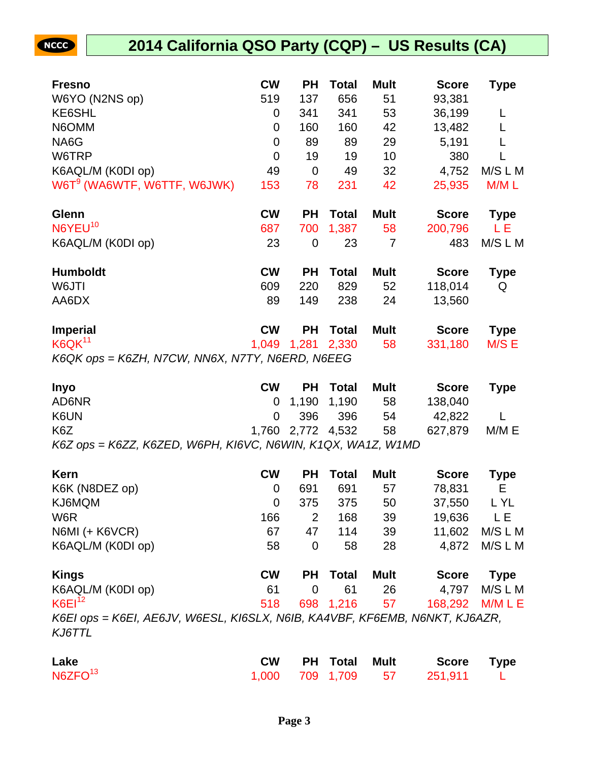## 2014 California QSO Party (CQP) – US Results (CA)

| Fresno | CW | PH | Total | Mult | Score | Type |
|---|---|---|---|---|---|---|
| W6YO (N2NS op) | 519 | 137 | 656 | 51 | 93,381 | |
| KE6SHL | 0 | 341 | 341 | 53 | 36,199 | L |
| N6OMM | 0 | 160 | 160 | 42 | 13,482 | L |
| NA6G | 0 | 89 | 89 | 29 | 5,191 | L |
| W6TRP | 0 | 19 | 19 | 10 | 380 | L |
| K6AQL/M (K0DI op) | 49 | 0 | 49 | 32 | 4,752 | M/S L M |
| W6T[9] (WA6WTF, W6TTF, W6JWK) | 153 | 78 | 231 | 42 | 25,935 | M/M L |

| Glenn | CW | PH | Total | Mult | Score | Type |
|---|---|---|---|---|---|---|
| N6YEU[10] | 687 | 700 | 1,387 | 58 | 200,796 | L E |
| K6AQL/M (K0DI op) | 23 | 0 | 23 | 7 | 483 | M/S L M |

| Humboldt | CW | PH | Total | Mult | Score | Type |
|---|---|---|---|---|---|---|
| W6JTI | 609 | 220 | 829 | 52 | 118,014 | Q |
| AA6DX | 89 | 149 | 238 | 24 | 13,560 | |

| Imperial | CW | PH | Total | Mult | Score | Type |
|---|---|---|---|---|---|---|
| K6QK[11] | 1,049 | 1,281 | 2,330 | 58 | 331,180 | M/S E |

*K6QK ops = K6ZH, N7CW, NN6X, N7TY, N6ERD, N6EEG*

| Inyo | CW | PH | Total | Mult | Score | Type |
|---|---|---|---|---|---|---|
| AD6NR | 0 | 1,190 | 1,190 | 58 | 138,040 | |
| K6UN | 0 | 396 | 396 | 54 | 42,822 | L |
| K6Z | 1,760 | 2,772 | 4,532 | 58 | 627,879 | M/M E |

*K6Z ops = K6ZZ, K6ZED, W6PH, KI6VC, N6WIN, K1QX, WA1Z, W1MD*

| Kern | CW | PH | Total | Mult | Score | Type |
|---|---|---|---|---|---|---|
| K6K (N8DEZ op) | 0 | 691 | 691 | 57 | 78,831 | E |
| KJ6MQM | 0 | 375 | 375 | 50 | 37,550 | L YL |
| W6R | 166 | 2 | 168 | 39 | 19,636 | L E |
| N6MI (+ K6VCR) | 67 | 47 | 114 | 39 | 11,602 | M/S L M |
| K6AQL/M (K0DI op) | 58 | 0 | 58 | 28 | 4,872 | M/S L M |

| Kings | CW | PH | Total | Mult | Score | Type |
|---|---|---|---|---|---|---|
| K6AQL/M (K0DI op) | 61 | 0 | 61 | 26 | 4,797 | M/S L M |
| K6EI[12] | 518 | 698 | 1,216 | 57 | 168,292 | M/M L E |

*K6EI ops = K6EI, AE6JV, W6ESL, KI6SLX, N6IB, KA4VBF, KF6EMB, N6NKT, KJ6AZR, KJ6TTL*

| Lake | CW | PH | Total | Mult | Score | Type |
|---|---|---|---|---|---|---|
| N6ZFO[13] | 1,000 | 709 | 1,709 | 57 | 251,911 | L |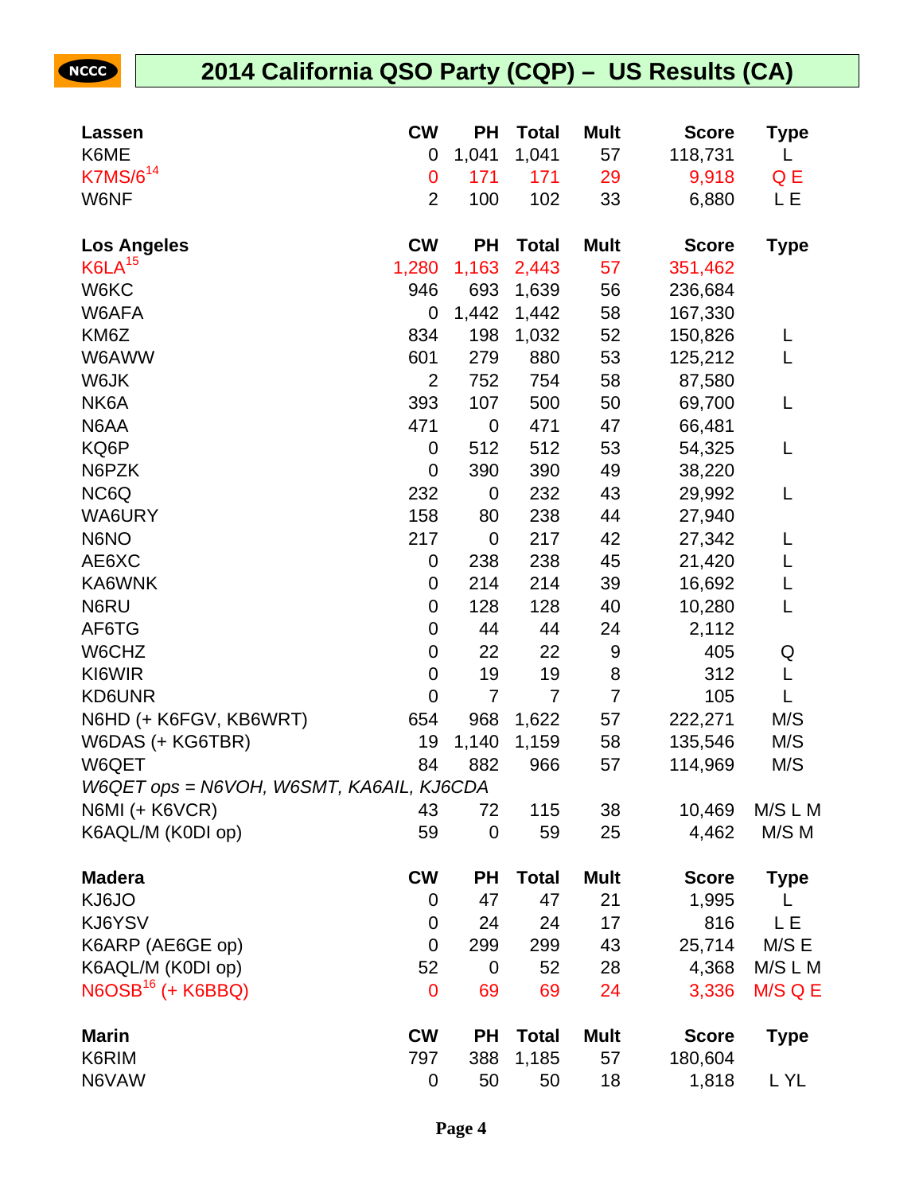# 2014 California QSO Party (CQP) – US Results (CA)

| Lassen | CW | PH | Total | Mult | Score | Type |
|---|---|---|---|---|---|---|
| K6ME | 0 | 1,041 | 1,041 | 57 | 118,731 | L |
| K7MS/6[14] | 0 | 171 | 171 | 29 | 9,918 | Q E |
| W6NF | 2 | 100 | 102 | 33 | 6,880 | L E |

| Los Angeles | CW | PH | Total | Mult | Score | Type |
|---|---|---|---|---|---|---|
| K6LA[15] | 1,280 | 1,163 | 2,443 | 57 | 351,462 | |
| W6KC | 946 | 693 | 1,639 | 56 | 236,684 | |
| W6AFA | 0 | 1,442 | 1,442 | 58 | 167,330 | |
| KM6Z | 834 | 198 | 1,032 | 52 | 150,826 | L |
| W6AWW | 601 | 279 | 880 | 53 | 125,212 | L |
| W6JK | 2 | 752 | 754 | 58 | 87,580 | |
| NK6A | 393 | 107 | 500 | 50 | 69,700 | L |
| N6AA | 471 | 0 | 471 | 47 | 66,481 | |
| KQ6P | 0 | 512 | 512 | 53 | 54,325 | L |
| N6PZK | 0 | 390 | 390 | 49 | 38,220 | |
| NC6Q | 232 | 0 | 232 | 43 | 29,992 | L |
| WA6URY | 158 | 80 | 238 | 44 | 27,940 | |
| N6NO | 217 | 0 | 217 | 42 | 27,342 | L |
| AE6XC | 0 | 238 | 238 | 45 | 21,420 | L |
| KA6WNK | 0 | 214 | 214 | 39 | 16,692 | L |
| N6RU | 0 | 128 | 128 | 40 | 10,280 | L |
| AF6TG | 0 | 44 | 44 | 24 | 2,112 | |
| W6CHZ | 0 | 22 | 22 | 9 | 405 | Q |
| KI6WIR | 0 | 19 | 19 | 8 | 312 | L |
| KD6UNR | 0 | 7 | 7 | 7 | 105 | L |
| N6HD (+ K6FGV, KB6WRT) | 654 | 968 | 1,622 | 57 | 222,271 | M/S |
| W6DAS (+ KG6TBR) | 19 | 1,140 | 1,159 | 58 | 135,546 | M/S |
| W6QET | 84 | 882 | 966 | 57 | 114,969 | M/S |
| *W6QET ops = N6VOH, W6SMT, KA6AIL, KJ6CDA* | | | | | | |
| N6MI (+ K6VCR) | 43 | 72 | 115 | 38 | 10,469 | M/S L M |
| K6AQL/M (K0DI op) | 59 | 0 | 59 | 25 | 4,462 | M/S M |

| Madera | CW | PH | Total | Mult | Score | Type |
|---|---|---|---|---|---|---|
| KJ6JO | 0 | 47 | 47 | 21 | 1,995 | L |
| KJ6YSV | 0 | 24 | 24 | 17 | 816 | L E |
| K6ARP (AE6GE op) | 0 | 299 | 299 | 43 | 25,714 | M/S E |
| K6AQL/M (K0DI op) | 52 | 0 | 52 | 28 | 4,368 | M/S L M |
| N6OSB[16] (+ K6BBQ) | 0 | 69 | 69 | 24 | 3,336 | M/S Q E |

| Marin | CW | PH | Total | Mult | Score | Type |
|---|---|---|---|---|---|---|
| K6RIM | 797 | 388 | 1,185 | 57 | 180,604 | |
| N6VAW | 0 | 50 | 50 | 18 | 1,818 | L YL |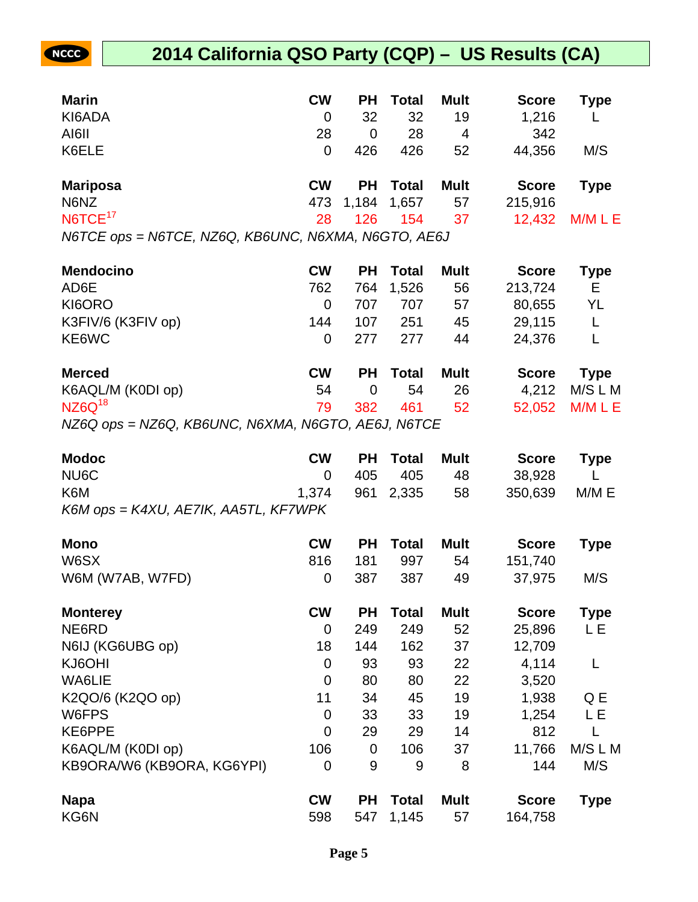# 2014 California QSO Party (CQP) – US Results (CA)

| Marin | CW | PH | Total | Mult | Score | Type |
|---|---|---|---|---|---|---|
| KI6ADA | 0 | 32 | 32 | 19 | 1,216 | L |
| AI6II | 28 | 0 | 28 | 4 | 342 | |
| K6ELE | 0 | 426 | 426 | 52 | 44,356 | M/S |

| Mariposa | CW | PH | Total | Mult | Score | Type |
|---|---|---|---|---|---|---|
| N6NZ | 473 | 1,184 | 1,657 | 57 | 215,916 | |
| N6TCE[17] | 28 | 126 | 154 | 37 | 12,432 | M/M L E |

*N6TCE ops = N6TCE, NZ6Q, KB6UNC, N6XMA, N6GTO, AE6J*

| Mendocino | CW | PH | Total | Mult | Score | Type |
|---|---|---|---|---|---|---|
| AD6E | 762 | 764 | 1,526 | 56 | 213,724 | E |
| KI6ORO | 0 | 707 | 707 | 57 | 80,655 | YL |
| K3FIV/6 (K3FIV op) | 144 | 107 | 251 | 45 | 29,115 | L |
| KE6WC | 0 | 277 | 277 | 44 | 24,376 | L |

| Merced | CW | PH | Total | Mult | Score | Type |
|---|---|---|---|---|---|---|
| K6AQL/M (K0DI op) | 54 | 0 | 54 | 26 | 4,212 | M/S L M |
| NZ6Q[18] | 79 | 382 | 461 | 52 | 52,052 | M/M L E |

*NZ6Q ops = NZ6Q, KB6UNC, N6XMA, N6GTO, AE6J, N6TCE*

| Modoc | CW | PH | Total | Mult | Score | Type |
|---|---|---|---|---|---|---|
| NU6C | 0 | 405 | 405 | 48 | 38,928 | L |
| K6M | 1,374 | 961 | 2,335 | 58 | 350,639 | M/M E |

*K6M ops = K4XU, AE7IK, AA5TL, KF7WPK*

| Mono | CW | PH | Total | Mult | Score | Type |
|---|---|---|---|---|---|---|
| W6SX | 816 | 181 | 997 | 54 | 151,740 | |
| W6M (W7AB, W7FD) | 0 | 387 | 387 | 49 | 37,975 | M/S |

| Monterey | CW | PH | Total | Mult | Score | Type |
|---|---|---|---|---|---|---|
| NE6RD | 0 | 249 | 249 | 52 | 25,896 | L E |
| N6IJ (KG6UBG op) | 18 | 144 | 162 | 37 | 12,709 | |
| KJ6OHI | 0 | 93 | 93 | 22 | 4,114 | L |
| WA6LIE | 0 | 80 | 80 | 22 | 3,520 | |
| K2QO/6 (K2QO op) | 11 | 34 | 45 | 19 | 1,938 | Q E |
| W6FPS | 0 | 33 | 33 | 19 | 1,254 | L E |
| KE6PPE | 0 | 29 | 29 | 14 | 812 | L |
| K6AQL/M (K0DI op) | 106 | 0 | 106 | 37 | 11,766 | M/S L M |
| KB9ORA/W6 (KB9ORA, KG6YPI) | 0 | 9 | 9 | 8 | 144 | M/S |

| Napa | CW | PH | Total | Mult | Score | Type |
|---|---|---|---|---|---|---|
| KG6N | 598 | 547 | 1,145 | 57 | 164,758 | |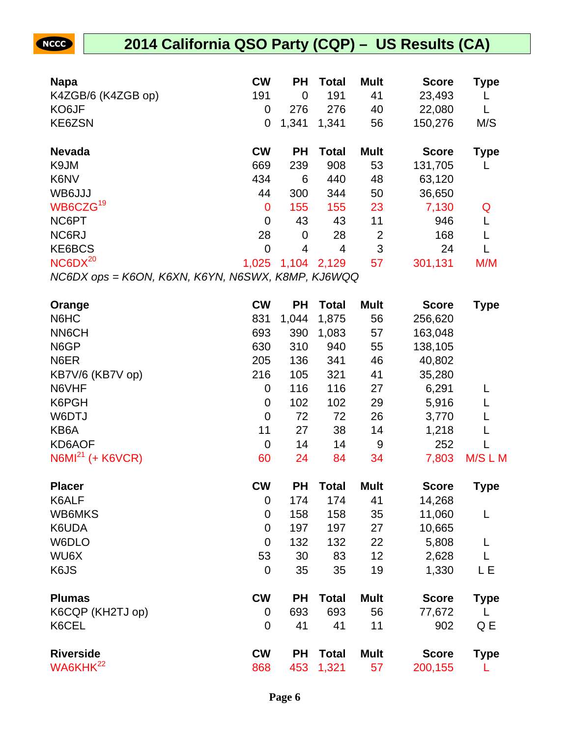# 2014 California QSO Party (CQP) – US Results (CA)

| Napa | CW | PH | Total | Mult | Score | Type |
|---|---|---|---|---|---|---|
| K4ZGB/6 (K4ZGB op) | 191 | 0 | 191 | 41 | 23,493 | L |
| KO6JF | 0 | 276 | 276 | 40 | 22,080 | L |
| KE6ZSN | 0 | 1,341 | 1,341 | 56 | 150,276 | M/S |

| Nevada | CW | PH | Total | Mult | Score | Type |
|---|---|---|---|---|---|---|
| K9JM | 669 | 239 | 908 | 53 | 131,705 | L |
| K6NV | 434 | 6 | 440 | 48 | 63,120 | |
| WB6JJJ | 44 | 300 | 344 | 50 | 36,650 | |
| WB6CZG[19] | 0 | 155 | 155 | 23 | 7,130 | Q |
| NC6PT | 0 | 43 | 43 | 11 | 946 | L |
| NC6RJ | 28 | 0 | 28 | 2 | 168 | L |
| KE6BCS | 0 | 4 | 4 | 3 | 24 | L |
| NC6DX[20] | 1,025 | 1,104 | 2,129 | 57 | 301,131 | M/M |

*NC6DX ops = K6ON, K6XN, K6YN, N6SWX, K8MP, KJ6WQQ*

| Orange | CW | PH | Total | Mult | Score | Type |
|---|---|---|---|---|---|---|
| N6HC | 831 | 1,044 | 1,875 | 56 | 256,620 | |
| NN6CH | 693 | 390 | 1,083 | 57 | 163,048 | |
| N6GP | 630 | 310 | 940 | 55 | 138,105 | |
| N6ER | 205 | 136 | 341 | 46 | 40,802 | |
| KB7V/6 (KB7V op) | 216 | 105 | 321 | 41 | 35,280 | |
| N6VHF | 0 | 116 | 116 | 27 | 6,291 | L |
| K6PGH | 0 | 102 | 102 | 29 | 5,916 | L |
| W6DTJ | 0 | 72 | 72 | 26 | 3,770 | L |
| KB6A | 11 | 27 | 38 | 14 | 1,218 | L |
| KD6AOF | 0 | 14 | 14 | 9 | 252 | L |
| N6MI[21] (+ K6VCR) | 60 | 24 | 84 | 34 | 7,803 | M/S L M |

| Placer | CW | PH | Total | Mult | Score | Type |
|---|---|---|---|---|---|---|
| K6ALF | 0 | 174 | 174 | 41 | 14,268 | |
| WB6MKS | 0 | 158 | 158 | 35 | 11,060 | L |
| K6UDA | 0 | 197 | 197 | 27 | 10,665 | |
| W6DLO | 0 | 132 | 132 | 22 | 5,808 | L |
| WU6X | 53 | 30 | 83 | 12 | 2,628 | L |
| K6JS | 0 | 35 | 35 | 19 | 1,330 | L E |

| Plumas | CW | PH | Total | Mult | Score | Type |
|---|---|---|---|---|---|---|
| K6CQP (KH2TJ op) | 0 | 693 | 693 | 56 | 77,672 | L |
| K6CEL | 0 | 41 | 41 | 11 | 902 | Q E |

| Riverside | CW | PH | Total | Mult | Score | Type |
|---|---|---|---|---|---|---|
| WA6KHK[22] | 868 | 453 | 1,321 | 57 | 200,155 | L |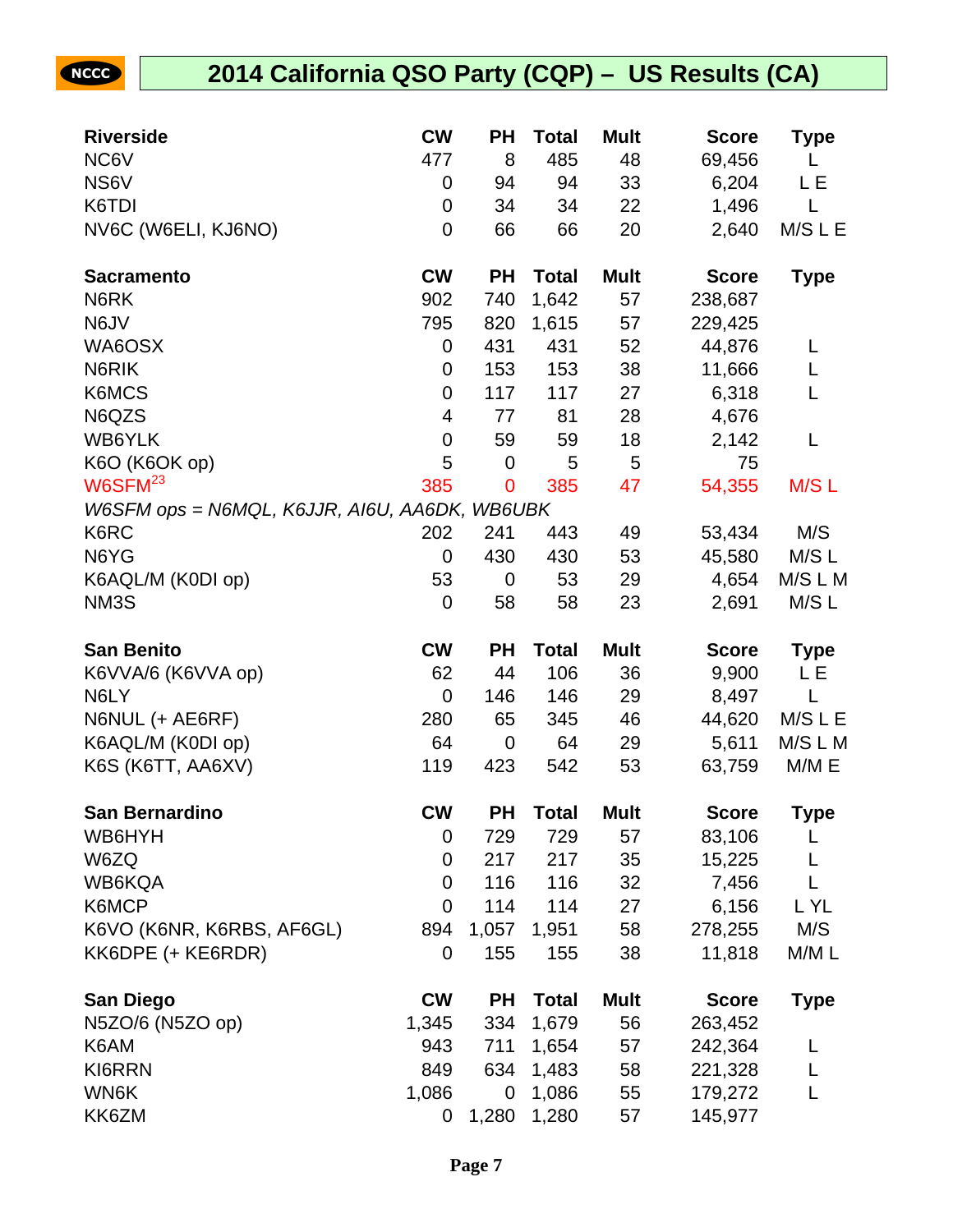# 2014 California QSO Party (CQP) – US Results (CA)

| Riverside | CW | PH | Total | Mult | Score | Type |
|---|---|---|---|---|---|---|
| NC6V | 477 | 8 | 485 | 48 | 69,456 | L |
| NS6V | 0 | 94 | 94 | 33 | 6,204 | L E |
| K6TDI | 0 | 34 | 34 | 22 | 1,496 | L |
| NV6C (W6ELI, KJ6NO) | 0 | 66 | 66 | 20 | 2,640 | M/S L E |

| Sacramento | CW | PH | Total | Mult | Score | Type |
|---|---|---|---|---|---|---|
| N6RK | 902 | 740 | 1,642 | 57 | 238,687 | |
| N6JV | 795 | 820 | 1,615 | 57 | 229,425 | |
| WA6OSX | 0 | 431 | 431 | 52 | 44,876 | L |
| N6RIK | 0 | 153 | 153 | 38 | 11,666 | L |
| K6MCS | 0 | 117 | 117 | 27 | 6,318 | L |
| N6QZS | 4 | 77 | 81 | 28 | 4,676 | |
| WB6YLK | 0 | 59 | 59 | 18 | 2,142 | L |
| K6O (K6OK op) | 5 | 0 | 5 | 5 | 75 | |
| W6SFM[23] | 385 | 0 | 385 | 47 | 54,355 | M/S L |
| *W6SFM ops = N6MQL, K6JJR, AI6U, AA6DK, WB6UBK* | | | | | | |
| K6RC | 202 | 241 | 443 | 49 | 53,434 | M/S |
| N6YG | 0 | 430 | 430 | 53 | 45,580 | M/S L |
| K6AQL/M (K0DI op) | 53 | 0 | 53 | 29 | 4,654 | M/S L M |
| NM3S | 0 | 58 | 58 | 23 | 2,691 | M/S L |

| San Benito | CW | PH | Total | Mult | Score | Type |
|---|---|---|---|---|---|---|
| K6VVA/6 (K6VVA op) | 62 | 44 | 106 | 36 | 9,900 | L E |
| N6LY | 0 | 146 | 146 | 29 | 8,497 | L |
| N6NUL (+ AE6RF) | 280 | 65 | 345 | 46 | 44,620 | M/S L E |
| K6AQL/M (K0DI op) | 64 | 0 | 64 | 29 | 5,611 | M/S L M |
| K6S (K6TT, AA6XV) | 119 | 423 | 542 | 53 | 63,759 | M/M E |

| San Bernardino | CW | PH | Total | Mult | Score | Type |
|---|---|---|---|---|---|---|
| WB6HYH | 0 | 729 | 729 | 57 | 83,106 | L |
| W6ZQ | 0 | 217 | 217 | 35 | 15,225 | L |
| WB6KQA | 0 | 116 | 116 | 32 | 7,456 | L |
| K6MCP | 0 | 114 | 114 | 27 | 6,156 | L YL |
| K6VO (K6NR, K6RBS, AF6GL) | 894 | 1,057 | 1,951 | 58 | 278,255 | M/S |
| KK6DPE (+ KE6RDR) | 0 | 155 | 155 | 38 | 11,818 | M/M L |

| San Diego | CW | PH | Total | Mult | Score | Type |
|---|---|---|---|---|---|---|
| N5ZO/6 (N5ZO op) | 1,345 | 334 | 1,679 | 56 | 263,452 | |
| K6AM | 943 | 711 | 1,654 | 57 | 242,364 | L |
| KI6RRN | 849 | 634 | 1,483 | 58 | 221,328 | L |
| WN6K | 1,086 | 0 | 1,086 | 55 | 179,272 | L |
| KK6ZM | 0 | 1,280 | 1,280 | 57 | 145,977 | |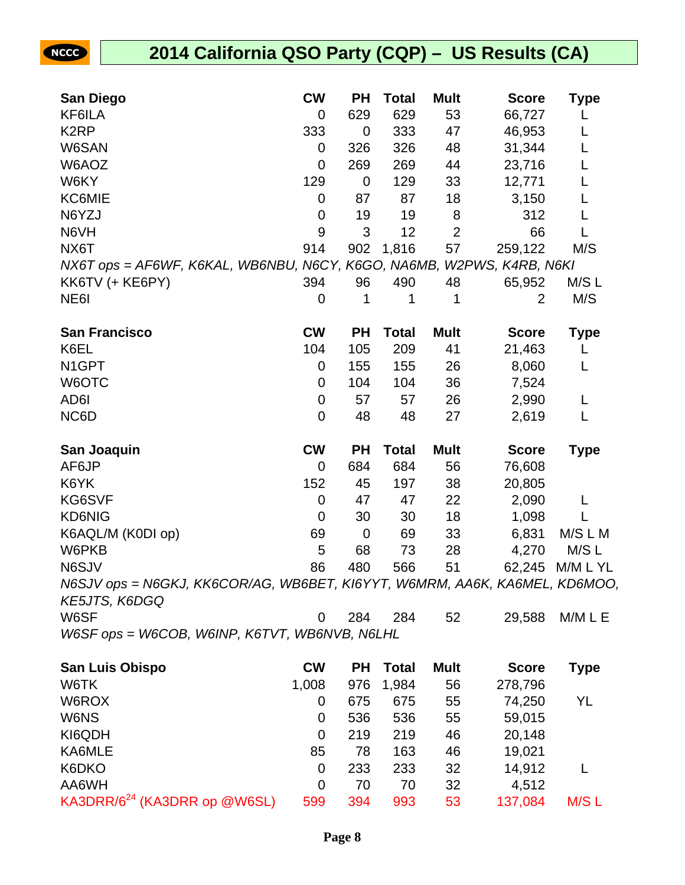## 2014 California QSO Party (CQP) – US Results (CA)

| San Diego | CW | PH | Total | Mult | Score | Type |
|---|---|---|---|---|---|---|
| KF6ILA | 0 | 629 | 629 | 53 | 66,727 | L |
| K2RP | 333 | 0 | 333 | 47 | 46,953 | L |
| W6SAN | 0 | 326 | 326 | 48 | 31,344 | L |
| W6AOZ | 0 | 269 | 269 | 44 | 23,716 | L |
| W6KY | 129 | 0 | 129 | 33 | 12,771 | L |
| KC6MIE | 0 | 87 | 87 | 18 | 3,150 | L |
| N6YZJ | 0 | 19 | 19 | 8 | 312 | L |
| N6VH | 9 | 3 | 12 | 2 | 66 | L |
| NX6T | 914 | 902 | 1,816 | 57 | 259,122 | M/S |
| *NX6T ops = AF6WF, K6KAL, WB6NBU, N6CY, K6GO, NA6MB, W2PWS, K4RB, N6KI* | | | | | | |
| KK6TV (+ KE6PY) | 394 | 96 | 490 | 48 | 65,952 | M/S L |
| NE6I | 0 | 1 | 1 | 1 | 2 | M/S |

| San Francisco | CW | PH | Total | Mult | Score | Type |
|---|---|---|---|---|---|---|
| K6EL | 104 | 105 | 209 | 41 | 21,463 | L |
| N1GPT | 0 | 155 | 155 | 26 | 8,060 | L |
| W6OTC | 0 | 104 | 104 | 36 | 7,524 | |
| AD6I | 0 | 57 | 57 | 26 | 2,990 | L |
| NC6D | 0 | 48 | 48 | 27 | 2,619 | L |

| San Joaquin | CW | PH | Total | Mult | Score | Type |
|---|---|---|---|---|---|---|
| AF6JP | 0 | 684 | 684 | 56 | 76,608 | |
| K6YK | 152 | 45 | 197 | 38 | 20,805 | |
| KG6SVF | 0 | 47 | 47 | 22 | 2,090 | L |
| KD6NIG | 0 | 30 | 30 | 18 | 1,098 | L |
| K6AQL/M (K0DI op) | 69 | 0 | 69 | 33 | 6,831 | M/S L M |
| W6PKB | 5 | 68 | 73 | 28 | 4,270 | M/S L |
| N6SJV | 86 | 480 | 566 | 51 | 62,245 | M/M L YL |
| *N6SJV ops = N6GKJ, KK6COR/AG, WB6BET, KI6YYT, W6MRM, AA6K, KA6MEL, KD6MOO, KE5JTS, K6DGQ* | | | | | | |
| W6SF | 0 | 284 | 284 | 52 | 29,588 | M/M L E |
| *W6SF ops = W6COB, W6INP, K6TVT, WB6NVB, N6LHL* | | | | | | |

| San Luis Obispo | CW | PH | Total | Mult | Score | Type |
|---|---|---|---|---|---|---|
| W6TK | 1,008 | 976 | 1,984 | 56 | 278,796 | |
| W6ROX | 0 | 675 | 675 | 55 | 74,250 | YL |
| W6NS | 0 | 536 | 536 | 55 | 59,015 | |
| KI6QDH | 0 | 219 | 219 | 46 | 20,148 | |
| KA6MLE | 85 | 78 | 163 | 46 | 19,021 | |
| K6DKO | 0 | 233 | 233 | 32 | 14,912 | L |
| AA6WH | 0 | 70 | 70 | 32 | 4,512 | |
| KA3DRR/6[24] (KA3DRR op @W6SL) | 599 | 394 | 993 | 53 | 137,084 | M/S L |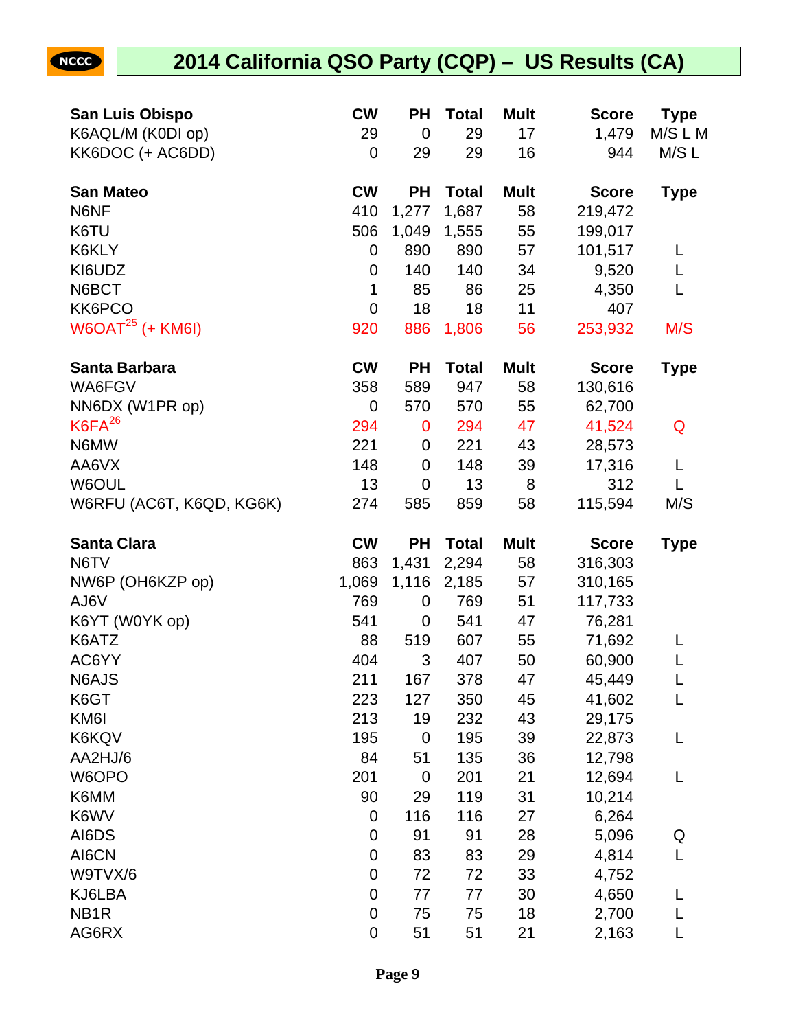# 2014 California QSO Party (CQP) – US Results (CA)

| San Luis Obispo | CW | PH | Total | Mult | Score | Type |
|---|---|---|---|---|---|---|
| K6AQL/M (K0DI op) | 29 | 0 | 29 | 17 | 1,479 | M/S L M |
| KK6DOC (+ AC6DD) | 0 | 29 | 29 | 16 | 944 | M/S L |

| San Mateo | CW | PH | Total | Mult | Score | Type |
|---|---|---|---|---|---|---|
| N6NF | 410 | 1,277 | 1,687 | 58 | 219,472 | |
| K6TU | 506 | 1,049 | 1,555 | 55 | 199,017 | |
| K6KLY | 0 | 890 | 890 | 57 | 101,517 | L |
| KI6UDZ | 0 | 140 | 140 | 34 | 9,520 | L |
| N6BCT | 1 | 85 | 86 | 25 | 4,350 | L |
| KK6PCO | 0 | 18 | 18 | 11 | 407 | |
| W6OAT[25] (+ KM6I) | 920 | 886 | 1,806 | 56 | 253,932 | M/S |

| Santa Barbara | CW | PH | Total | Mult | Score | Type |
|---|---|---|---|---|---|---|
| WA6FGV | 358 | 589 | 947 | 58 | 130,616 | |
| NN6DX (W1PR op) | 0 | 570 | 570 | 55 | 62,700 | |
| K6FA[26] | 294 | 0 | 294 | 47 | 41,524 | Q |
| N6MW | 221 | 0 | 221 | 43 | 28,573 | |
| AA6VX | 148 | 0 | 148 | 39 | 17,316 | L |
| W6OUL | 13 | 0 | 13 | 8 | 312 | L |
| W6RFU (AC6T, K6QD, KG6K) | 274 | 585 | 859 | 58 | 115,594 | M/S |

| Santa Clara | CW | PH | Total | Mult | Score | Type |
|---|---|---|---|---|---|---|
| N6TV | 863 | 1,431 | 2,294 | 58 | 316,303 | |
| NW6P (OH6KZP op) | 1,069 | 1,116 | 2,185 | 57 | 310,165 | |
| AJ6V | 769 | 0 | 769 | 51 | 117,733 | |
| K6YT (W0YK op) | 541 | 0 | 541 | 47 | 76,281 | |
| K6ATZ | 88 | 519 | 607 | 55 | 71,692 | L |
| AC6YY | 404 | 3 | 407 | 50 | 60,900 | L |
| N6AJS | 211 | 167 | 378 | 47 | 45,449 | L |
| K6GT | 223 | 127 | 350 | 45 | 41,602 | L |
| KM6I | 213 | 19 | 232 | 43 | 29,175 | |
| K6KQV | 195 | 0 | 195 | 39 | 22,873 | L |
| AA2HJ/6 | 84 | 51 | 135 | 36 | 12,798 | |
| W6OPO | 201 | 0 | 201 | 21 | 12,694 | L |
| K6MM | 90 | 29 | 119 | 31 | 10,214 | |
| K6WV | 0 | 116 | 116 | 27 | 6,264 | |
| AI6DS | 0 | 91 | 91 | 28 | 5,096 | Q |
| AI6CN | 0 | 83 | 83 | 29 | 4,814 | L |
| W9TVX/6 | 0 | 72 | 72 | 33 | 4,752 | |
| KJ6LBA | 0 | 77 | 77 | 30 | 4,650 | L |
| NB1R | 0 | 75 | 75 | 18 | 2,700 | L |
| AG6RX | 0 | 51 | 51 | 21 | 2,163 | L |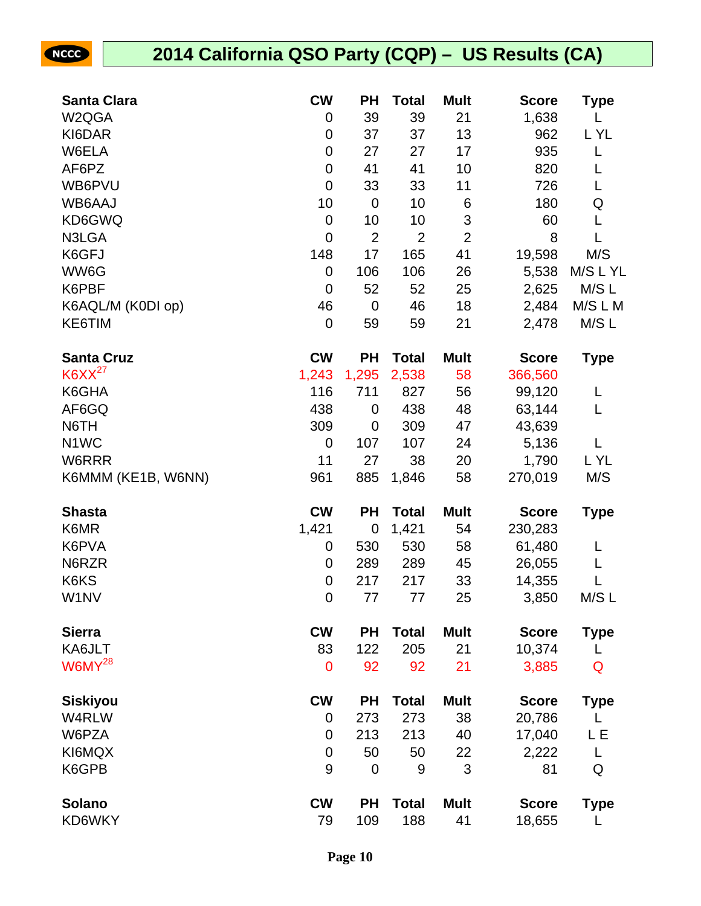# 2014 California QSO Party (CQP) – US Results (CA)

| Santa Clara | CW | PH | Total | Mult | Score | Type |
|---|---|---|---|---|---|---|
| W2QGA | 0 | 39 | 39 | 21 | 1,638 | L |
| KI6DAR | 0 | 37 | 37 | 13 | 962 | L YL |
| W6ELA | 0 | 27 | 27 | 17 | 935 | L |
| AF6PZ | 0 | 41 | 41 | 10 | 820 | L |
| WB6PVU | 0 | 33 | 33 | 11 | 726 | L |
| WB6AAJ | 10 | 0 | 10 | 6 | 180 | Q |
| KD6GWQ | 0 | 10 | 10 | 3 | 60 | L |
| N3LGA | 0 | 2 | 2 | 2 | 8 | L |
| K6GFJ | 148 | 17 | 165 | 41 | 19,598 | M/S |
| WW6G | 0 | 106 | 106 | 26 | 5,538 | M/S L YL |
| K6PBF | 0 | 52 | 52 | 25 | 2,625 | M/S L |
| K6AQL/M (K0DI op) | 46 | 0 | 46 | 18 | 2,484 | M/S L M |
| KE6TIM | 0 | 59 | 59 | 21 | 2,478 | M/S L |

| Santa Cruz | CW | PH | Total | Mult | Score | Type |
|---|---|---|---|---|---|---|
| K6XX[27] | 1,243 | 1,295 | 2,538 | 58 | 366,560 | |
| K6GHA | 116 | 711 | 827 | 56 | 99,120 | L |
| AF6GQ | 438 | 0 | 438 | 48 | 63,144 | L |
| N6TH | 309 | 0 | 309 | 47 | 43,639 | |
| N1WC | 0 | 107 | 107 | 24 | 5,136 | L |
| W6RRR | 11 | 27 | 38 | 20 | 1,790 | L YL |
| K6MMM (KE1B, W6NN) | 961 | 885 | 1,846 | 58 | 270,019 | M/S |

| Shasta | CW | PH | Total | Mult | Score | Type |
|---|---|---|---|---|---|---|
| K6MR | 1,421 | 0 | 1,421 | 54 | 230,283 | |
| K6PVA | 0 | 530 | 530 | 58 | 61,480 | L |
| N6RZR | 0 | 289 | 289 | 45 | 26,055 | L |
| K6KS | 0 | 217 | 217 | 33 | 14,355 | L |
| W1NV | 0 | 77 | 77 | 25 | 3,850 | M/S L |

| Sierra | CW | PH | Total | Mult | Score | Type |
|---|---|---|---|---|---|---|
| KA6JLT | 83 | 122 | 205 | 21 | 10,374 | L |
| W6MY[28] | 0 | 92 | 92 | 21 | 3,885 | Q |

| Siskiyou | CW | PH | Total | Mult | Score | Type |
|---|---|---|---|---|---|---|
| W4RLW | 0 | 273 | 273 | 38 | 20,786 | L |
| W6PZA | 0 | 213 | 213 | 40 | 17,040 | L E |
| KI6MQX | 0 | 50 | 50 | 22 | 2,222 | L |
| K6GPB | 9 | 0 | 9 | 3 | 81 | Q |

| Solano | CW | PH | Total | Mult | Score | Type |
|---|---|---|---|---|---|---|
| KD6WKY | 79 | 109 | 188 | 41 | 18,655 | L |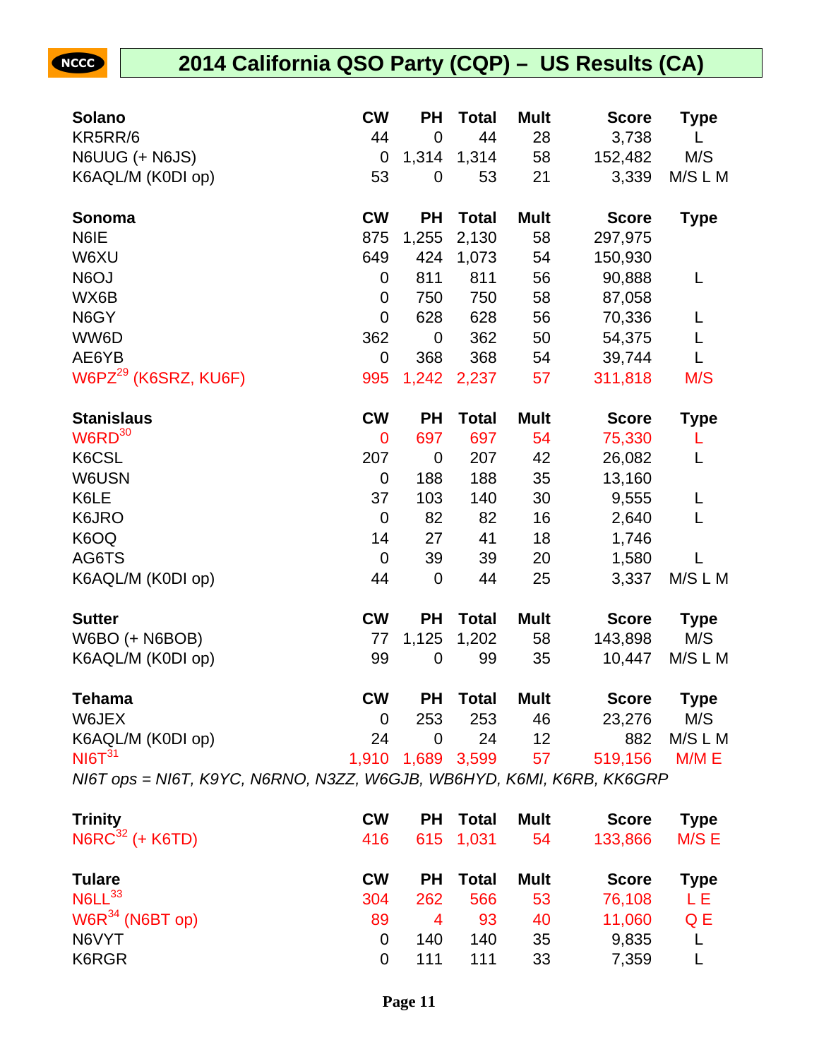# 2014 California QSO Party (CQP) – US Results (CA)

| Solano | CW | PH | Total | Mult | Score | Type |
|---|---|---|---|---|---|---|
| KR5RR/6 | 44 | 0 | 44 | 28 | 3,738 | L |
| N6UUG (+ N6JS) | 0 | 1,314 | 1,314 | 58 | 152,482 | M/S |
| K6AQL/M (K0DI op) | 53 | 0 | 53 | 21 | 3,339 | M/S L M |

| Sonoma | CW | PH | Total | Mult | Score | Type |
|---|---|---|---|---|---|---|
| N6IE | 875 | 1,255 | 2,130 | 58 | 297,975 | |
| W6XU | 649 | 424 | 1,073 | 54 | 150,930 | |
| N6OJ | 0 | 811 | 811 | 56 | 90,888 | L |
| WX6B | 0 | 750 | 750 | 58 | 87,058 | |
| N6GY | 0 | 628 | 628 | 56 | 70,336 | L |
| WW6D | 362 | 0 | 362 | 50 | 54,375 | L |
| AE6YB | 0 | 368 | 368 | 54 | 39,744 | L |
| W6PZ[29] (K6SRZ, KU6F) | 995 | 1,242 | 2,237 | 57 | 311,818 | M/S |

| Stanislaus | CW | PH | Total | Mult | Score | Type |
|---|---|---|---|---|---|---|
| W6RD[30] | 0 | 697 | 697 | 54 | 75,330 | L |
| K6CSL | 207 | 0 | 207 | 42 | 26,082 | L |
| W6USN | 0 | 188 | 188 | 35 | 13,160 | |
| K6LE | 37 | 103 | 140 | 30 | 9,555 | L |
| K6JRO | 0 | 82 | 82 | 16 | 2,640 | L |
| K6OQ | 14 | 27 | 41 | 18 | 1,746 | |
| AG6TS | 0 | 39 | 39 | 20 | 1,580 | L |
| K6AQL/M (K0DI op) | 44 | 0 | 44 | 25 | 3,337 | M/S L M |

| Sutter | CW | PH | Total | Mult | Score | Type |
|---|---|---|---|---|---|---|
| W6BO (+ N6BOB) | 77 | 1,125 | 1,202 | 58 | 143,898 | M/S |
| K6AQL/M (K0DI op) | 99 | 0 | 99 | 35 | 10,447 | M/S L M |

| Tehama | CW | PH | Total | Mult | Score | Type |
|---|---|---|---|---|---|---|
| W6JEX | 0 | 253 | 253 | 46 | 23,276 | M/S |
| K6AQL/M (K0DI op) | 24 | 0 | 24 | 12 | 882 | M/S L M |
| NI6T[31] | 1,910 | 1,689 | 3,599 | 57 | 519,156 | M/M E |

*NI6T ops = NI6T, K9YC, N6RNO, N3ZZ, W6GJB, WB6HYD, K6MI, K6RB, KK6GRP*

| Trinity | CW | PH | Total | Mult | Score | Type |
|---|---|---|---|---|---|---|
| N6RC[32] (+ K6TD) | 416 | 615 | 1,031 | 54 | 133,866 | M/S E |

| Tulare | CW | PH | Total | Mult | Score | Type |
|---|---|---|---|---|---|---|
| N6LL[33] | 304 | 262 | 566 | 53 | 76,108 | L E |
| W6R[34] (N6BT op) | 89 | 4 | 93 | 40 | 11,060 | Q E |
| N6VYT | 0 | 140 | 140 | 35 | 9,835 | L |
| K6RGR | 0 | 111 | 111 | 33 | 7,359 | L |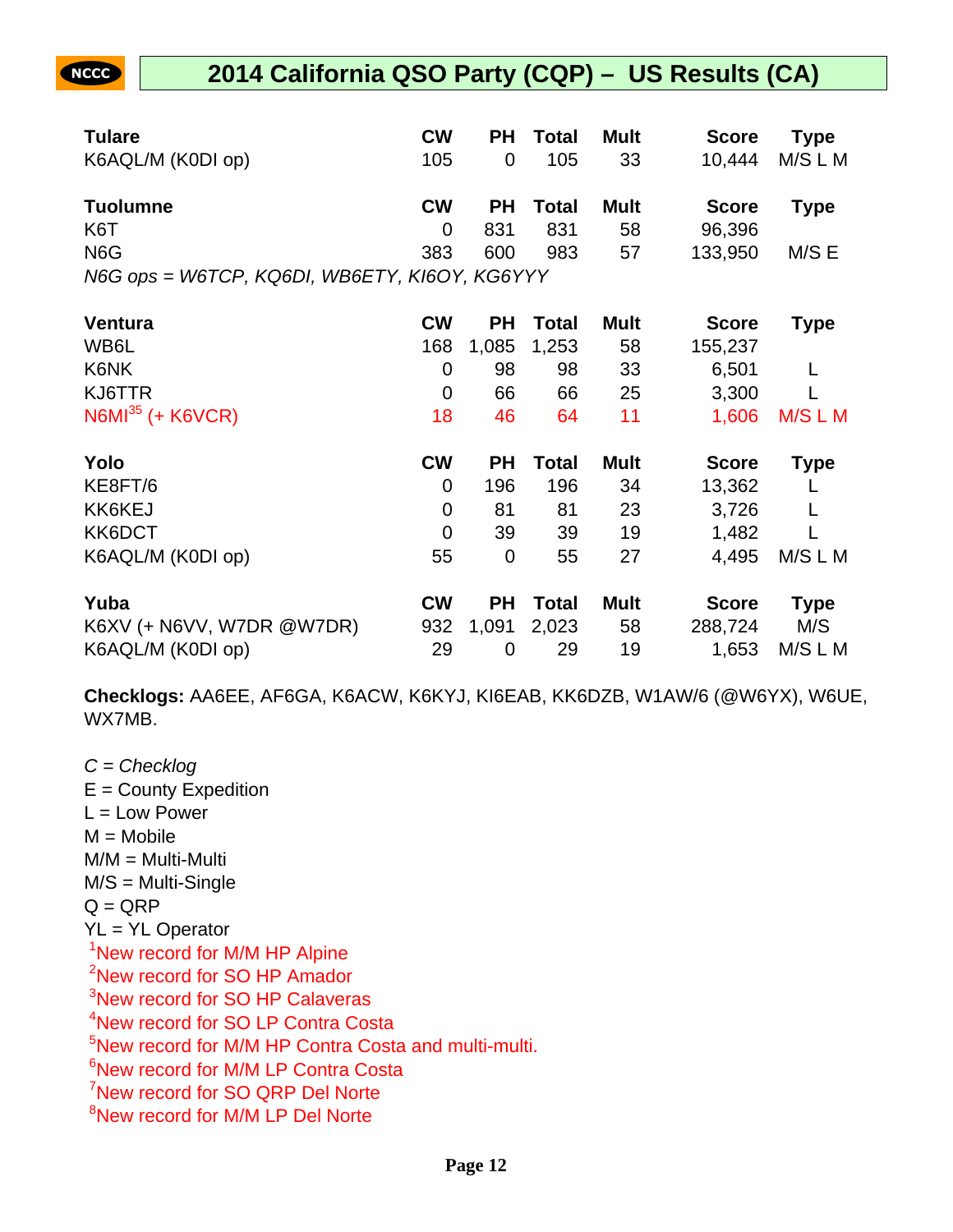## 2014 California QSO Party (CQP) – US Results (CA)

| Tulare | CW | PH | Total | Mult | Score | Type |
|---|---|---|---|---|---|---|
| K6AQL/M (K0DI op) | 105 | 0 | 105 | 33 | 10,444 | M/S L M |

| Tuolumne | CW | PH | Total | Mult | Score | Type |
|---|---|---|---|---|---|---|
| K6T | 0 | 831 | 831 | 58 | 96,396 | |
| N6G | 383 | 600 | 983 | 57 | 133,950 | M/S E |

*N6G ops = W6TCP, KQ6DI, WB6ETY, KI6OY, KG6YYY*

| Ventura | CW | PH | Total | Mult | Score | Type |
|---|---|---|---|---|---|---|
| WB6L | 168 | 1,085 | 1,253 | 58 | 155,237 | |
| K6NK | 0 | 98 | 98 | 33 | 6,501 | L |
| KJ6TTR | 0 | 66 | 66 | 25 | 3,300 | L |
| N6MI[35] (+ K6VCR) | 18 | 46 | 64 | 11 | 1,606 | M/S L M |

| Yolo | CW | PH | Total | Mult | Score | Type |
|---|---|---|---|---|---|---|
| KE8FT/6 | 0 | 196 | 196 | 34 | 13,362 | L |
| KK6KEJ | 0 | 81 | 81 | 23 | 3,726 | L |
| KK6DCT | 0 | 39 | 39 | 19 | 1,482 | L |
| K6AQL/M (K0DI op) | 55 | 0 | 55 | 27 | 4,495 | M/S L M |

| Yuba | CW | PH | Total | Mult | Score | Type |
|---|---|---|---|---|---|---|
| K6XV (+ N6VV, W7DR @W7DR) | 932 | 1,091 | 2,023 | 58 | 288,724 | M/S |
| K6AQL/M (K0DI op) | 29 | 0 | 29 | 19 | 1,653 | M/S L M |

**Checklogs:** AA6EE, AF6GA, K6ACW, K6KYJ, KI6EAB, KK6DZB, W1AW/6 (@W6YX), W6UE, WX7MB.

*C = Checklog*
E = County Expedition
L = Low Power
M = Mobile
M/M = Multi-Multi
M/S = Multi-Single
Q = QRP
YL = YL Operator
[1]New record for M/M HP Alpine
[2]New record for SO HP Amador
[3]New record for SO HP Calaveras
[4]New record for SO LP Contra Costa
[5]New record for M/M HP Contra Costa and multi-multi.
[6]New record for M/M LP Contra Costa
[7]New record for SO QRP Del Norte
[8]New record for M/M LP Del Norte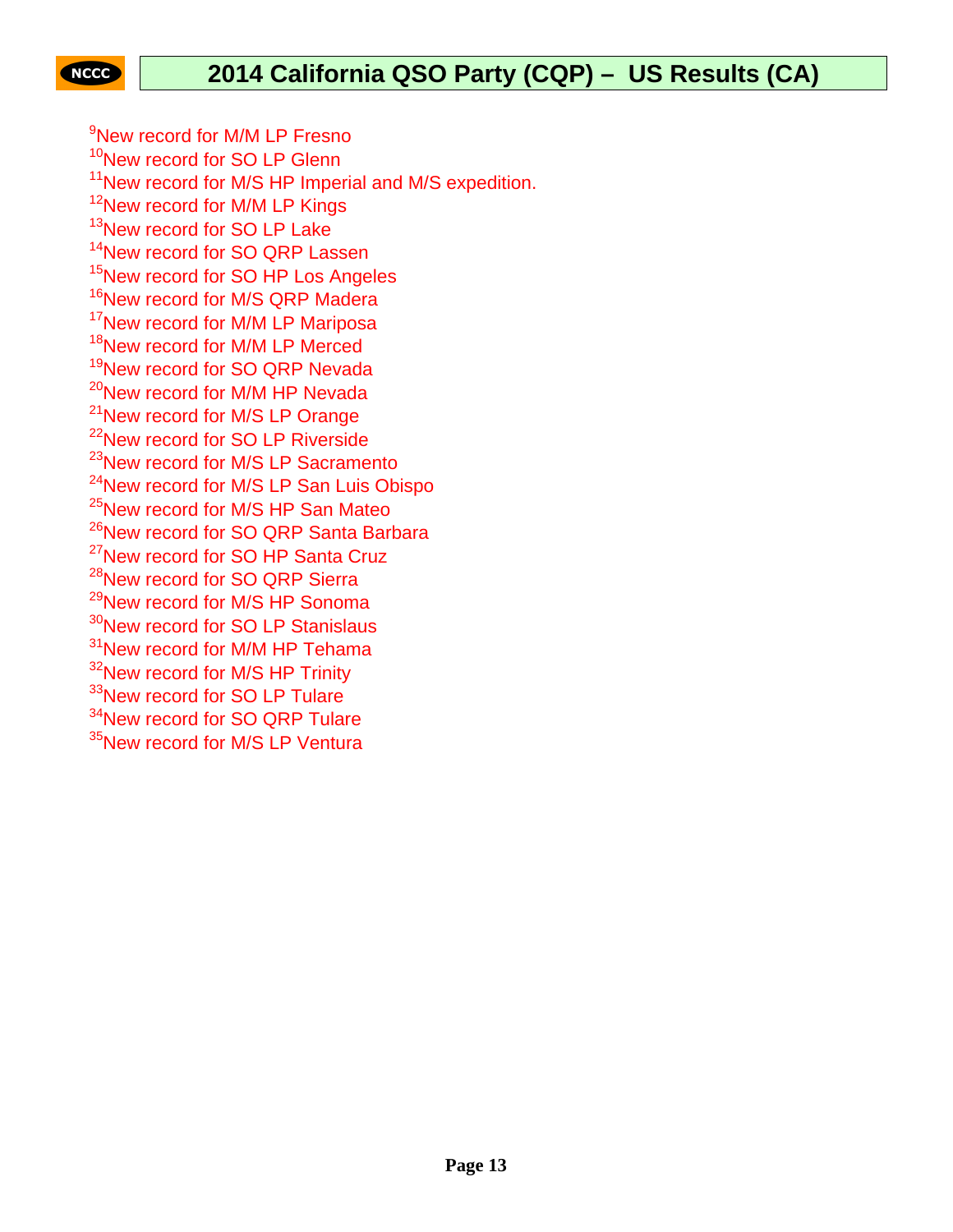[9]New record for M/M LP Fresno
[10]New record for SO LP Glenn
[11]New record for M/S HP Imperial and M/S expedition.
[12]New record for M/M LP Kings
[13]New record for SO LP Lake
[14]New record for SO QRP Lassen
[15]New record for SO HP Los Angeles
[16]New record for M/S QRP Madera
[17]New record for M/M LP Mariposa
[18]New record for M/M LP Merced
[19]New record for SO QRP Nevada
[20]New record for M/M HP Nevada
[21]New record for M/S LP Orange
[22]New record for SO LP Riverside
[23]New record for M/S LP Sacramento
[24]New record for M/S LP San Luis Obispo
[25]New record for M/S HP San Mateo
[26]New record for SO QRP Santa Barbara
[27]New record for SO HP Santa Cruz
[28]New record for SO QRP Sierra
[29]New record for M/S HP Sonoma
[30]New record for SO LP Stanislaus
[31]New record for M/M HP Tehama
[32]New record for M/S HP Trinity
[33]New record for SO LP Tulare
[34]New record for SO QRP Tulare
[35]New record for M/S LP Ventura